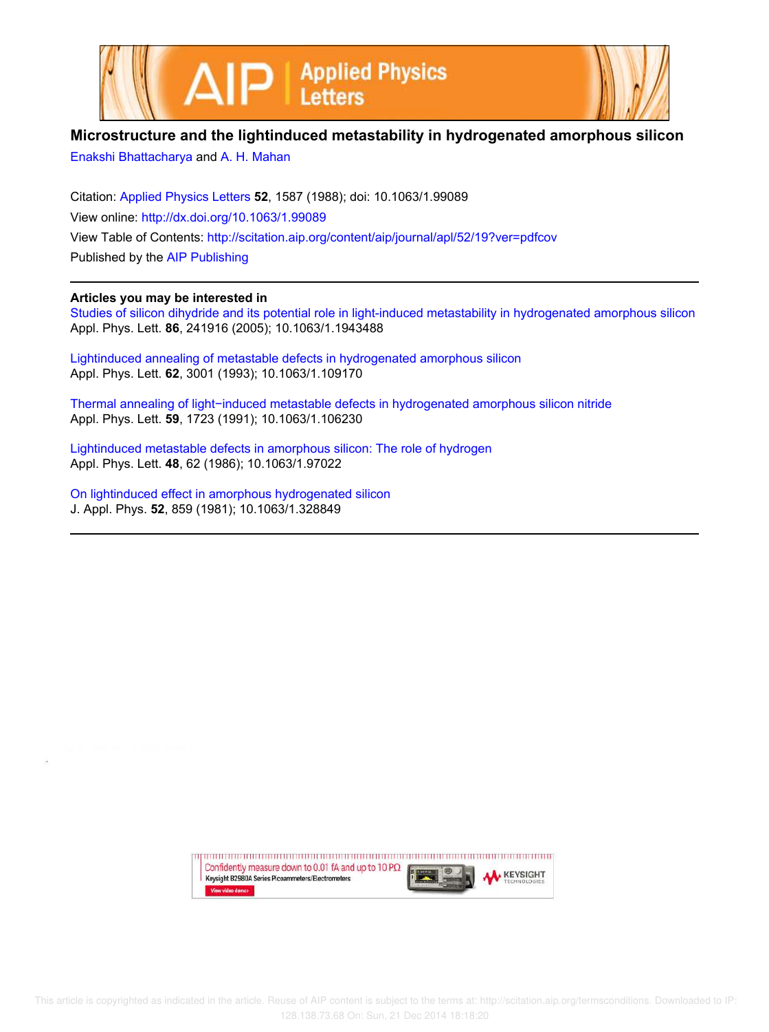# Microstructure and the lightinduced metastability in hydrogenated amorphous silicon

Enakshi Bhattacharya and A. H. Mahan

Citation: Applied Physics Letters **52**, 1587 (1988); doi: 10.1063/1.99089

View online: http://dx.doi.org/10.1063/1.99089

View Table of Contents: http://scitation.aip.org/content/aip/journal/apl/52/19?ver=pdfcov

Published by the AIP Publishing

## Articles you may be interested in

Studies of silicon dihydride and its potential role in light-induced metastability in hydrogenated amorphous silicon
Appl. Phys. Lett. **86**, 241916 (2005); 10.1063/1.1943488

Lightinduced annealing of metastable defects in hydrogenated amorphous silicon
Appl. Phys. Lett. **62**, 3001 (1993); 10.1063/1.109170

Thermal annealing of light−induced metastable defects in hydrogenated amorphous silicon nitride
Appl. Phys. Lett. **59**, 1723 (1991); 10.1063/1.106230

Lightinduced metastable defects in amorphous silicon: The role of hydrogen
Appl. Phys. Lett. **48**, 62 (1986); 10.1063/1.97022

On lightinduced effect in amorphous hydrogenated silicon
J. Appl. Phys. **52**, 859 (1981); 10.1063/1.328849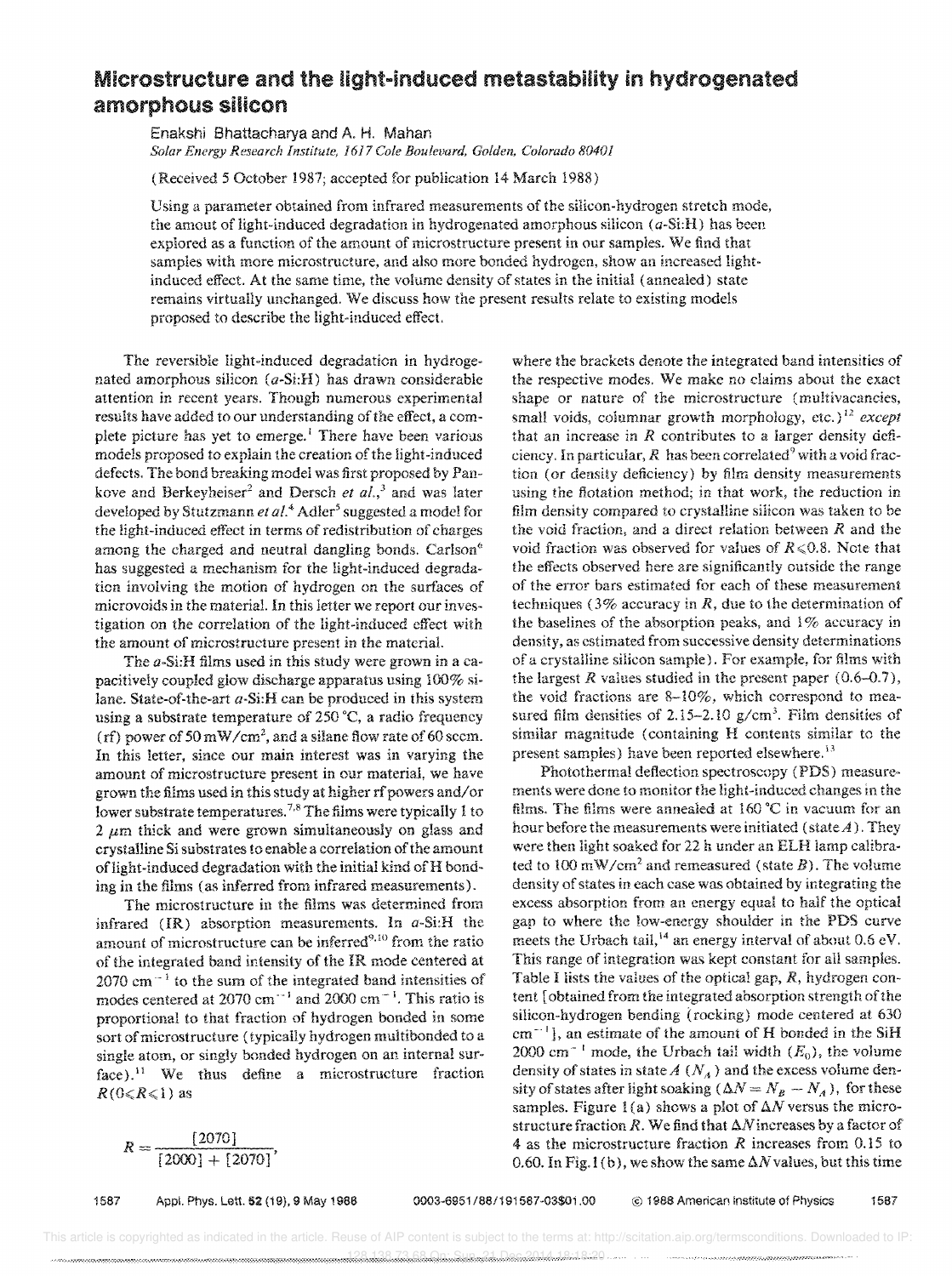# Microstructure and the light-induced metastability in hydrogenated amorphous silicon

Enakshi Bhattacharya and A. H. Mahan

*Solar Energy Research Institute, 1617 Cole Boulevard, Golden, Colorado 80401*

(Received 5 October 1987; accepted for publication 14 March 1988)

Using a parameter obtained from infrared measurements of the silicon-hydrogen stretch mode, the amount of light-induced degradation in hydrogenated amorphous silicon (*a*-Si:H) has been explored as a function of the amount of microstructure present in our samples. We find that samples with more microstructure, and also more bonded hydrogen, show an increased light-induced effect. At the same time, the volume density of states in the initial (annealed) state remains virtually unchanged. We discuss how the present results relate to existing models proposed to describe the light-induced effect.

The reversible light-induced degradation in hydrogenated amorphous silicon (*a*-Si:H) has drawn considerable attention in recent years. Though numerous experimental results have added to our understanding of the effect, a complete picture has yet to emerge.[1] There have been various models proposed to explain the creation of the light-induced defects. The bond breaking model was first proposed by Pankove and Berkeyheiser[2] and Dersch *et al.*,[3] and was later developed by Stutzmann *et al.*[4] Adler[5] suggested a model for the light-induced effect in terms of redistribution of charges among the charged and neutral dangling bonds. Carlson[6] has suggested a mechanism for the light-induced degradation involving the motion of hydrogen on the surfaces of microvoids in the material. In this letter we report our investigation on the correlation of the light-induced effect with the amount of microstructure present in the material.

The *a*-Si:H films used in this study were grown in a capacitively coupled glow discharge apparatus using 100% silane. State-of-the-art *a*-Si:H can be produced in this system using a substrate temperature of 250 °C, a radio frequency (rf) power of 50 mW/cm$^2$, and a silane flow rate of 60 sccm. In this letter, since our main interest was in varying the amount of microstructure present in our material, we have grown the films used in this study at higher rf powers and/or lower substrate temperatures.[7,8] The films were typically 1 to 2 $\mu$m thick and were grown simultaneously on glass and crystalline Si substrates to enable a correlation of the amount of light-induced degradation with the initial kind of H bonding in the films (as inferred from infrared measurements).

The microstructure in the films was determined from infrared (IR) absorption measurements. In *a*-Si:H the amount of microstructure can be inferred[9,10] from the ratio of the integrated band intensity of the IR mode centered at 2070 cm$^{-1}$ to the sum of the integrated band intensities of modes centered at 2070 cm$^{-1}$ and 2000 cm$^{-1}$. This ratio is proportional to that fraction of hydrogen bonded in some sort of microstructure (typically hydrogen multibonded to a single atom, or singly bonded hydrogen on an internal surface).[11] We thus define a microstructure fraction $R (0 \leqslant R \leqslant 1)$ as

$$R = \frac{[2070]}{[2000] + [2070]},$$

where the brackets denote the integrated band intensities of the respective modes. We make no claims about the exact shape or nature of the microstructure (multivacancies, small voids, columnar growth morphology, etc.)[12] *except* that an increase in $R$ contributes to a larger density deficiency. In particular, $R$ has been correlated[9] with a void fraction (or density deficiency) by film density measurements using the flotation method; in that work, the reduction in film density compared to crystalline silicon was taken to be the void fraction, and a direct relation between $R$ and the void fraction was observed for values of $R \leqslant 0.8$. Note that the effects observed here are significantly outside the range of the error bars estimated for each of these measurement techniques (3% accuracy in $R$, due to the determination of the baselines of the absorption peaks, and 1% accuracy in density, as estimated from successive density determinations of a crystalline silicon sample). For example, for films with the largest $R$ values studied in the present paper (0.6–0.7), the void fractions are 8–10%, which correspond to measured film densities of 2.15–2.10 g/cm$^3$. Film densities of similar magnitude (containing H contents similar to the present samples) have been reported elsewhere.[13]

Photothermal deflection spectroscopy (PDS) measurements were done to monitor the light-induced changes in the films. The films were annealed at 160 °C in vacuum for an hour before the measurements were initiated (state $A$). They were then light soaked for 22 h under an ELH lamp calibrated to 100 mW/cm$^2$ and remeasured (state $B$). The volume density of states in each case was obtained by integrating the excess absorption from an energy equal to half the optical gap to where the low-energy shoulder in the PDS curve meets the Urbach tail,[14] an energy interval of about 0.6 eV. This range of integration was kept constant for all samples. Table I lists the values of the optical gap, $R$, hydrogen content [obtained from the integrated absorption strength of the silicon-hydrogen bending (rocking) mode centered at 630 cm$^{-1}$], an estimate of the amount of H bonded in the SiH 2000 cm$^{-1}$ mode, the Urbach tail width ($E_0$), the volume density of states in state $A$ ($N_A$) and the excess volume density of states after light soaking ($\Delta N = N_B - N_A$), for these samples. Figure 1(a) shows a plot of $\Delta N$ versus the microstructure fraction $R$. We find that $\Delta N$ increases by a factor of 4 as the microstructure fraction $R$ increases from 0.15 to 0.60. In Fig. 1(b), we show the same $\Delta N$ values, but this time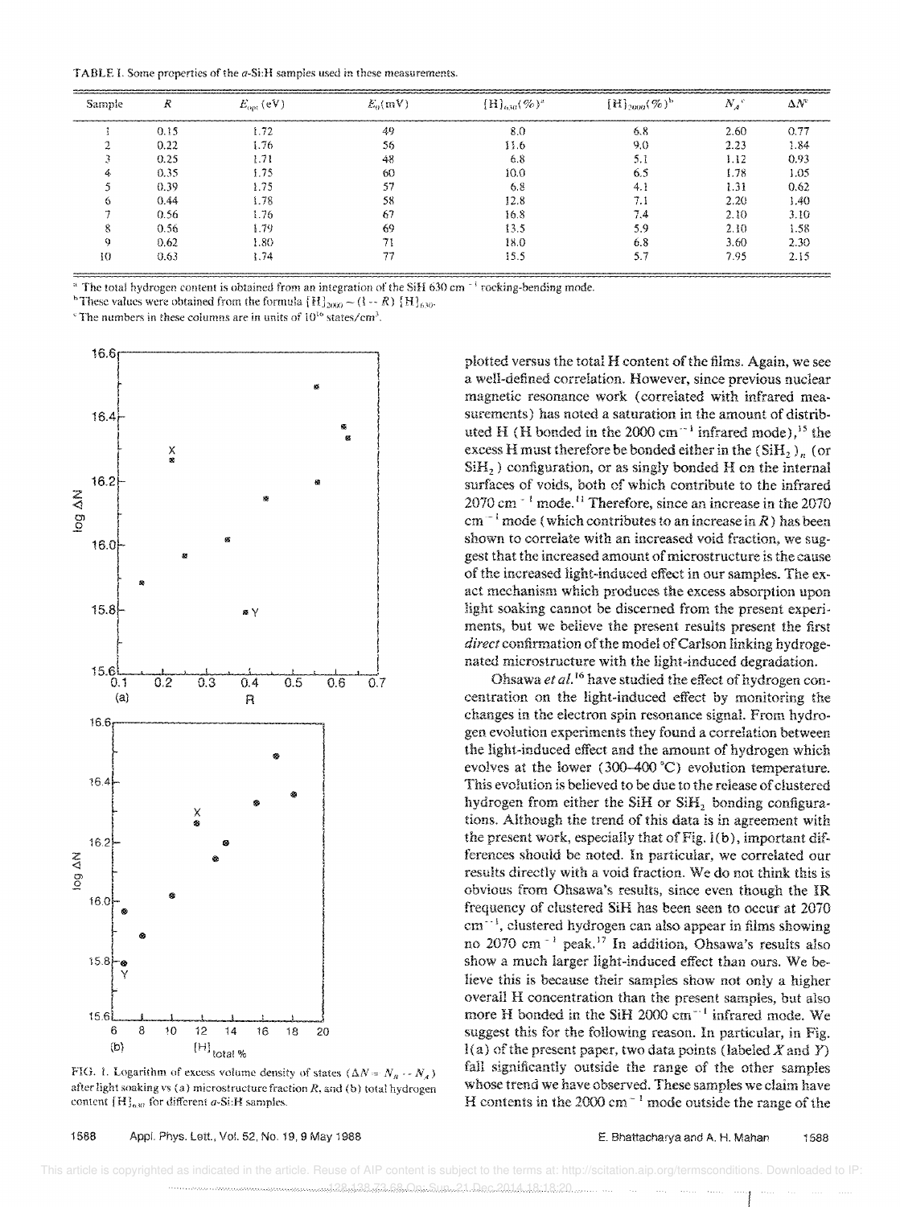TABLE I. Some properties of the $a$-Si:H samples used in these measurements.

| Sample | $R$ | $E_{opt}$ (eV) | $E_0$ (mV) | $[H]_{630}$ (%)[a] | $[H]_{2000}$ (%)[b] | $N_A$[c] | $\Delta N$[c] |
|---|---|---|---|---|---|---|---|
| 1 | 0.15 | 1.72 | 49 | 8.0 | 6.8 | 2.60 | 0.77 |
| 2 | 0.22 | 1.76 | 56 | 11.6 | 9.0 | 2.23 | 1.84 |
| 3 | 0.25 | 1.71 | 48 | 6.8 | 5.1 | 1.12 | 0.93 |
| 4 | 0.35 | 1.75 | 60 | 10.0 | 6.5 | 1.78 | 1.05 |
| 5 | 0.39 | 1.75 | 57 | 6.8 | 4.1 | 1.31 | 0.62 |
| 6 | 0.44 | 1.78 | 58 | 12.8 | 7.1 | 2.20 | 1.40 |
| 7 | 0.56 | 1.76 | 67 | 16.8 | 7.4 | 2.10 | 3.10 |
| 8 | 0.56 | 1.79 | 69 | 13.5 | 5.9 | 2.10 | 1.58 |
| 9 | 0.62 | 1.80 | 71 | 18.0 | 6.8 | 3.60 | 2.30 |
| 10 | 0.63 | 1.74 | 77 | 15.5 | 5.7 | 7.95 | 2.15 |

[a] The total hydrogen content is obtained from an integration of the SiH 630 cm$^{-1}$ rocking-bending mode.

[b] These values were obtained from the formula $[H]_{2000} = (1 - R)\,[H]_{630}$.

[c] The numbers in these columns are in units of $10^{16}$ states/cm$^3$.

FIG. 1. Logarithm of excess volume density of states ($\Delta N = N_B - N_A$) after light soaking vs (a) microstructure fraction $R$, and (b) total hydrogen content $[H]_{630}$ for different $a$-Si:H samples.

plotted versus the total H content of the films. Again, we see a well-defined correlation. However, since previous nuclear magnetic resonance work (correlated with infrared measurements) has noted a saturation in the amount of distributed H (H bonded in the 2000 cm$^{-1}$ infrared mode),[15] the excess H must therefore be bonded either in the $(SiH_2)_n$ (or $SiH_2$) configuration, or as singly bonded H on the internal surfaces of voids, both of which contribute to the infrared 2070 cm$^{-1}$ mode.[11] Therefore, since an increase in the 2070 cm$^{-1}$ mode (which contributes to an increase in $R$) has been shown to correlate with an increased void fraction, we suggest that the increased amount of microstructure is the cause of the increased light-induced effect in our samples. The exact mechanism which produces the excess absorption upon light soaking cannot be discerned from the present experiments, but we believe the present results present the first *direct* confirmation of the model of Carlson linking hydrogenated microstructure with the light-induced degradation.

Ohsawa *et al.*[16] have studied the effect of hydrogen concentration on the light-induced effect by monitoring the changes in the electron spin resonance signal. From hydrogen evolution experiments they found a correlation between the light-induced effect and the amount of hydrogen which evolves at the lower (300–400 °C) evolution temperature. This evolution is believed to be due to the release of clustered hydrogen from either the SiH or $SiH_2$ bonding configurations. Although the trend of this data is in agreement with the present work, especially that of Fig. 1(b), important differences should be noted. In particular, we correlated our results directly with a void fraction. We do not think this is obvious from Ohsawa's results, since even though the IR frequency of clustered SiH has been seen to occur at 2070 cm$^{-1}$, clustered hydrogen can also appear in films showing no 2070 cm$^{-1}$ peak.[17] In addition, Ohsawa's results also show a much larger light-induced effect than ours. We believe this is because their samples show not only a higher overall H concentration than the present samples, but also more H bonded in the SiH 2000 cm$^{-1}$ infrared mode. We suggest this for the following reason. In particular, in Fig. 1(a) of the present paper, two data points (labeled $X$ and $Y$) fall significantly outside the range of the other samples whose trend we have observed. These samples we claim have H contents in the 2000 cm$^{-1}$ mode outside the range of the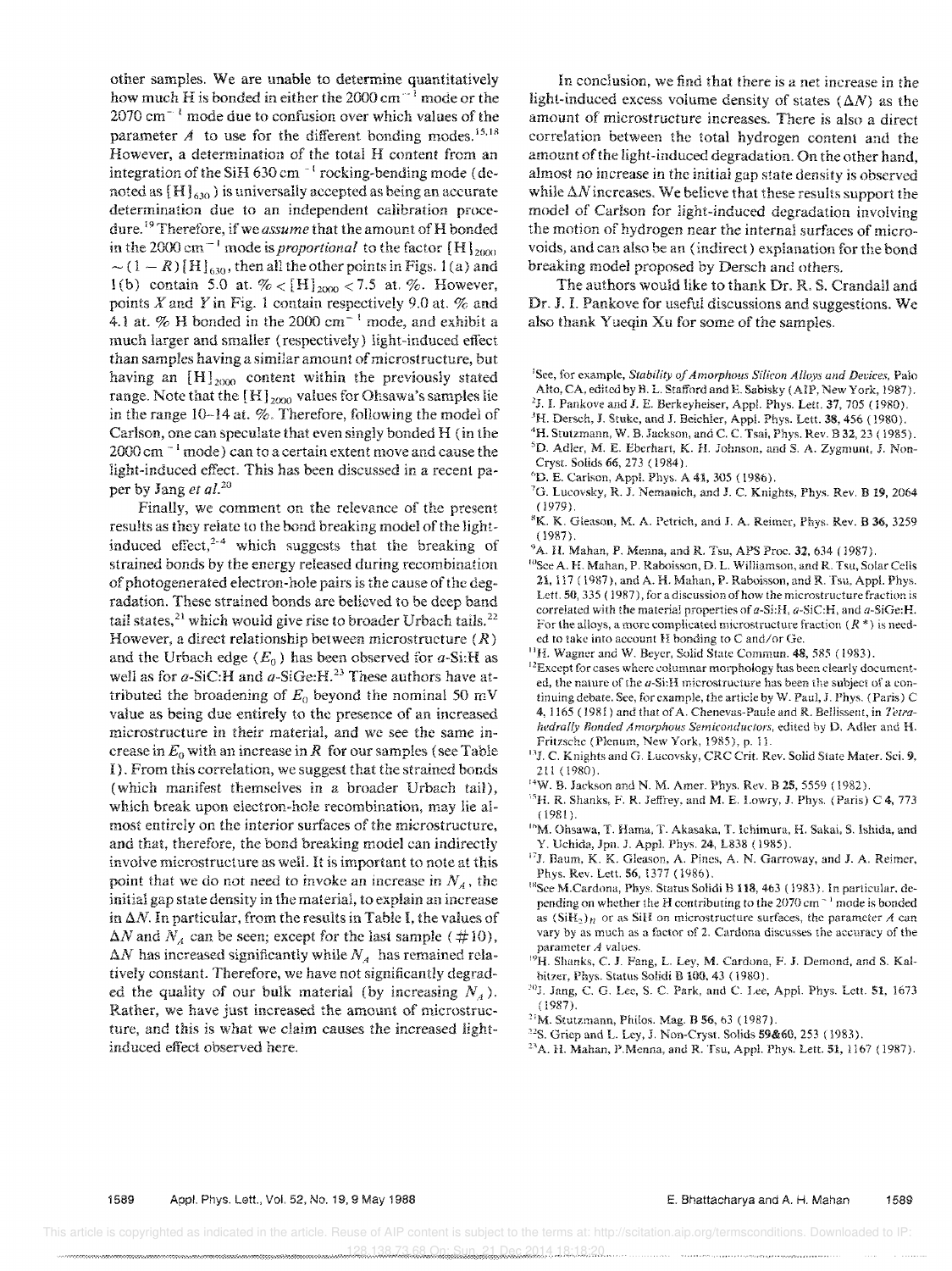other samples. We are unable to determine quantitatively how much H is bonded in either the 2000 $\text{cm}^{-1}$ mode or the 2070 $\text{cm}^{-1}$ mode due to confusion over which values of the parameter $A$ to use for the different bonding modes.[15,18] However, a determination of the total H content from an integration of the SiH 630 $\text{cm}^{-1}$ rocking-bending mode (denoted as $[\text{H}]_{630}$) is universally accepted as being an accurate determination due to an independent calibration procedure.[19] Therefore, if we *assume* that the amount of H bonded in the 2000 $\text{cm}^{-1}$ mode is *proportional* to the factor $[\text{H}]_{2000} \sim (1-R)[\text{H}]_{630}$, then all the other points in Figs. 1(a) and 1(b) contain 5.0 at. % $< [\text{H}]_{2000} <$ 7.5 at. %. However, points $X$ and $Y$ in Fig. 1 contain respectively 9.0 at. % and 4.1 at. % H bonded in the 2000 $\text{cm}^{-1}$ mode, and exhibit a much larger and smaller (respectively) light-induced effect than samples having a similar amount of microstructure, but having an $[\text{H}]_{2000}$ content within the previously stated range. Note that the $[\text{H}]_{2000}$ values for Ohsawa's samples lie in the range 10–14 at. %. Therefore, following the model of Carlson, one can speculate that even singly bonded H (in the 2000 $\text{cm}^{-1}$ mode) can to a certain extent move and cause the light-induced effect. This has been discussed in a recent paper by Jang *et al.*[20]

Finally, we comment on the relevance of the present results as they relate to the bond breaking model of the light-induced effect,[2-4] which suggests that the breaking of strained bonds by the energy released during recombination of photogenerated electron-hole pairs is the cause of the degradation. These strained bonds are believed to be deep band tail states,[21] which would give rise to broader Urbach tails.[22] However, a direct relationship between microstructure ($R$) and the Urbach edge ($E_0$) has been observed for $a$-Si:H as well as for $a$-SiC:H and $a$-SiGe:H.[23] These authors have attributed the broadening of $E_0$ beyond the nominal 50 meV value as being due entirely to the presence of an increased microstructure in their material, and we see the same increase in $E_0$ with an increase in $R$ for our samples (see Table I). From this correlation, we suggest that the strained bonds (which manifest themselves in a broader Urbach tail), which break upon electron-hole recombination, may lie almost entirely on the interior surfaces of the microstructure, and that, therefore, the bond breaking model can indirectly involve microstructure as well. It is important to note at this point that we do not need to invoke an increase in $N_A$, the initial gap state density in the material, to explain an increase in $\Delta N$. In particular, from the results in Table I, the values of $\Delta N$ and $N_A$ can be seen; except for the last sample (#10), $\Delta N$ has increased significantly while $N_A$ has remained relatively constant. Therefore, we have not significantly degraded the quality of our bulk material (by increasing $N_A$). Rather, we have just increased the amount of microstructure, and this is what we claim causes the increased light-induced effect observed here.

In conclusion, we find that there is a net increase in the light-induced excess volume density of states ($\Delta N$) as the amount of microstructure increases. There is also a direct correlation between the total hydrogen content and the amount of the light-induced degradation. On the other hand, almost no increase in the initial gap state density is observed while $\Delta N$ increases. We believe that these results support the model of Carlson for light-induced degradation involving the motion of hydrogen near the internal surfaces of microvoids, and can also be an (indirect) explanation for the bond breaking model proposed by Dersch and others.

The authors would like to thank Dr. R. S. Crandall and Dr. J. I. Pankove for useful discussions and suggestions. We also thank Yueqin Xu for some of the samples.

[1] See, for example, *Stability of Amorphous Silicon Alloys and Devices*, Palo Alto, CA, edited by B. L. Stafford and E. Sabisky (AIP, New York, 1987).
[2] J. I. Pankove and J. E. Berkeyheiser, Appl. Phys. Lett. 37, 705 (1980).
[3] H. Dersch, J. Stuke, and J. Beichler, Appl. Phys. Lett. 38, 456 (1980).
[4] H. Stutzmann, W. B. Jackson, and C. C. Tsai, Phys. Rev. B 32, 23 (1985).
[5] D. Adler, M. E. Eberhart, K. H. Johnson, and S. A. Zygmunt, J. Non-Cryst. Solids 66, 273 (1984).
[6] D. E. Carlson, Appl. Phys. A 41, 305 (1986).
[7] G. Lucovsky, R. J. Nemanich, and J. C. Knights, Phys. Rev. B 19, 2064 (1979).
[8] K. K. Gleason, M. A. Petrich, and J. A. Reimer, Phys. Rev. B 36, 3259 (1987).
[9] A. H. Mahan, P. Menna, and R. Tsu, APS Proc. 32, 634 (1987).
[10] See A. H. Mahan, P. Raboisson, D. L. Williamson, and R. Tsu, Solar Cells 21, 117 (1987), and A. H. Mahan, P. Raboisson, and R. Tsu, Appl. Phys. Lett. 50, 335 (1987), for a discussion of how the microstructure fraction is correlated with the material properties of $a$-Si:H, $a$-SiC:H, and $a$-SiGe:H. For the alloys, a more complicated microstructure fraction ($R^*$) is needed to take into account H bonding to C and/or Ge.
[11] H. Wagner and W. Beyer, Solid State Commun. 48, 585 (1983).
[12] Except for cases where columnar morphology has been clearly documented, the nature of the $a$-Si:H microstructure has been the subject of a continuing debate. See, for example, the article by W. Paul, J. Phys. (Paris) C 4, 1165 (1981) and that of A. Chenevas-Paule and R. Bellissent, in *Tetrahedrally Bonded Amorphous Semiconductors*, edited by D. Adler and H. Fritzsche (Plenum, New York, 1985), p. 11.
[13] J. C. Knights and G. Lucovsky, CRC Crit. Rev. Solid State Mater. Sci. 9, 211 (1980).
[14] W. B. Jackson and N. M. Amer. Phys. Rev. B 25, 5559 (1982).
[15] H. R. Shanks, F. R. Jeffrey, and M. E. Lowry, J. Phys. (Paris) C 4, 773 (1981).
[16] M. Ohsawa, T. Hama, T. Akasaka, T. Ichimura, H. Sakai, S. Ishida, and Y. Uchida, Jpn. J. Appl. Phys. 24, L838 (1985).
[17] J. Baum, K. K. Gleason, A. Pines, A. N. Garroway, and J. A. Reimer, Phys. Rev. Lett. 56, 1377 (1986).
[18] See M. Cardona, Phys. Status Solidi B 118, 463 (1983). In particular, depending on whether the H contributing to the 2070 $\text{cm}^{-1}$ mode is bonded as $(\text{SiH}_2)_n$ or as SiH on microstructure surfaces, the parameter $A$ can vary by as much as a factor of 2. Cardona discusses the accuracy of the parameter $A$ values.
[19] H. Shanks, C. J. Fang, L. Ley, M. Cardona, F. J. Demond, and S. Kalbitzer, Phys. Status Solidi B 100, 43 (1980).
[20] J. Jang, C. G. Lee, S. C. Park, and C. Lee, Appl. Phys. Lett. 51, 1673 (1987).
[21] M. Stutzmann, Philos. Mag. B 56, 63 (1987).
[22] S. Griep and L. Ley, J. Non-Cryst. Solids 59&60, 253 (1983).
[23] A. H. Mahan, P. Menna, and R. Tsu, Appl. Phys. Lett. 51, 1167 (1987).